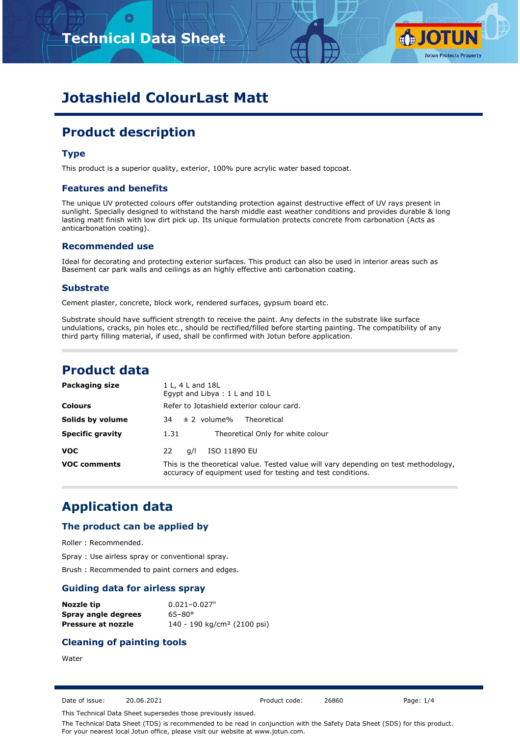# Technical Data Sheet

# Jotashield ColourLast Matt

## Product description

### Type

This product is a superior quality, exterior, 100% pure acrylic water based topcoat.

### Features and benefits

The unique UV protected colours offer outstanding protection against destructive effect of UV rays present in sunlight. Specially designed to withstand the harsh middle east weather conditions and provides durable & long lasting matt finish with low dirt pick up. Its unique formulation protects concrete from carbonation (Acts as anticarbonation coating).

### Recommended use

Ideal for decorating and protecting exterior surfaces. This product can also be used in interior areas such as Basement car park walls and ceilings as an highly effective anti carbonation coating.

### Substrate

Cement plaster, concrete, block work, rendered surfaces, gypsum board etc.

Substrate should have sufficient strength to receive the paint. Any defects in the substrate like surface undulations, cracks, pin holes etc., should be rectified/filled before starting painting. The compatibility of any third party filling material, if used, shall be confirmed with Jotun before application.

## Product data

| | |
|---|---|
| **Packaging size** | 1 L, 4 L and 18L<br>Egypt and Libya : 1 L and 10 L |
| **Colours** | Refer to Jotashield exterior colour card. |
| **Solids by volume** | 34 ± 2 volume% Theoretical |
| **Specific gravity** | 1.31 Theoretical Only for white colour |
| **VOC** | 22 g/l ISO 11890 EU |
| **VOC comments** | This is the theoretical value. Tested value will vary depending on test methodology, accuracy of equipment used for testing and test conditions. |

## Application data

### The product can be applied by

Roller : Recommended.

Spray : Use airless spray or conventional spray.

Brush : Recommended to paint corners and edges.

### Guiding data for airless spray

| | |
|---|---|
| **Nozzle tip** | 0.021–0.027" |
| **Spray angle degrees** | 65–80° |
| **Pressure at nozzle** | 140 - 190 kg/cm² (2100 psi) |

### Cleaning of painting tools

Water

Date of issue: 20.06.2021 Product code: 26860

This Technical Data Sheet supersedes those previously issued.

The Technical Data Sheet (TDS) is recommended to be read in conjunction with the Safety Data Sheet (SDS) for this product. For your nearest local Jotun office, please visit our website at www.jotun.com.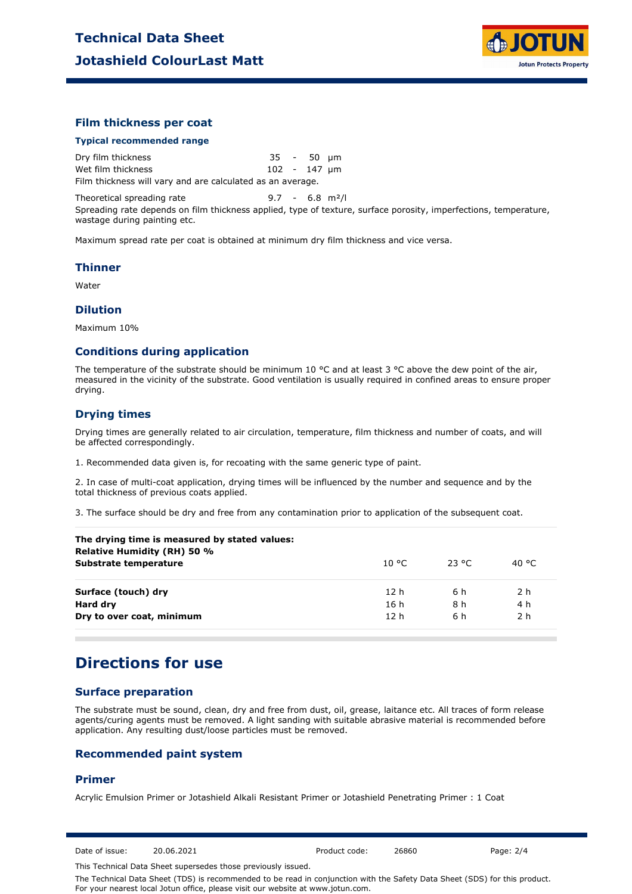## Film thickness per coat

### Typical recommended range

| | | |
|---|---|---|
| Dry film thickness | 35 - 50 | µm |
| Wet film thickness | 102 - 147 | µm |

Film thickness will vary and are calculated as an average.

| | | |
|---|---|---|
| Theoretical spreading rate | 9.7 - 6.8 | m²/l |

Spreading rate depends on film thickness applied, type of texture, surface porosity, imperfections, temperature, wastage during painting etc.

Maximum spread rate per coat is obtained at minimum dry film thickness and vice versa.

## Thinner

Water

## Dilution

Maximum 10%

## Conditions during application

The temperature of the substrate should be minimum 10 °C and at least 3 °C above the dew point of the air, measured in the vicinity of the substrate. Good ventilation is usually required in confined areas to ensure proper drying.

## Drying times

Drying times are generally related to air circulation, temperature, film thickness and number of coats, and will be affected correspondingly.

1. Recommended data given is, for recoating with the same generic type of paint.

2. In case of multi-coat application, drying times will be influenced by the number and sequence and by the total thickness of previous coats applied.

3. The surface should be dry and free from any contamination prior to application of the subsequent coat.

| **The drying time is measured by stated values:**<br>**Relative Humidity (RH) 50 %**<br>**Substrate temperature** | 10 °C | 23 °C | 40 °C |
|---|---|---|---|
| **Surface (touch) dry** | 12 h | 6 h | 2 h |
| **Hard dry** | 16 h | 8 h | 4 h |
| **Dry to over coat, minimum** | 12 h | 6 h | 2 h |

# Directions for use

## Surface preparation

The substrate must be sound, clean, dry and free from dust, oil, grease, laitance etc. All traces of form release agents/curing agents must be removed. A light sanding with suitable abrasive material is recommended before application. Any resulting dust/loose particles must be removed.

## Recommended paint system

## Primer

Acrylic Emulsion Primer or Jotashield Alkali Resistant Primer or Jotashield Penetrating Primer : 1 Coat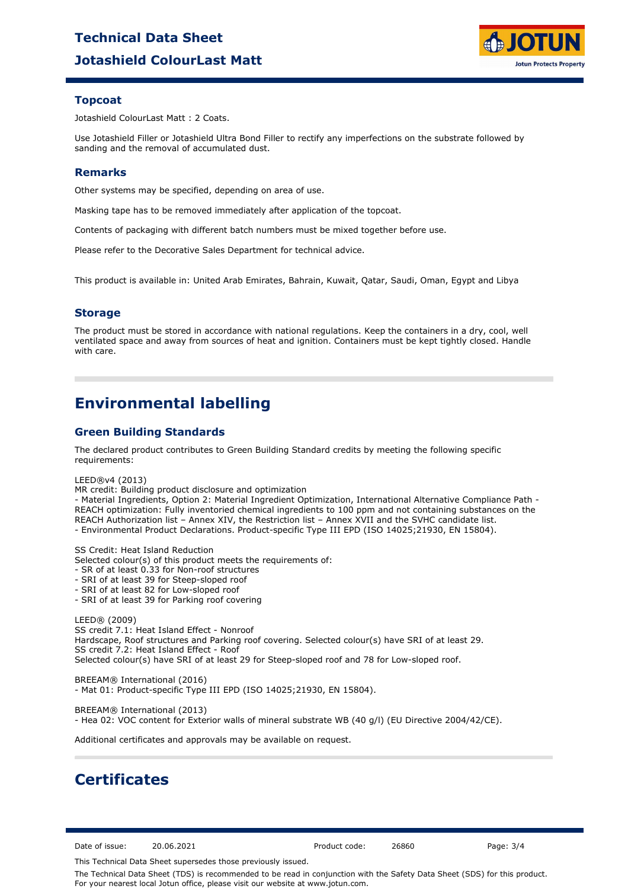### Topcoat

Jotashield ColourLast Matt : 2 Coats.

Use Jotashield Filler or Jotashield Ultra Bond Filler to rectify any imperfections on the substrate followed by sanding and the removal of accumulated dust.

### Remarks

Other systems may be specified, depending on area of use.

Masking tape has to be removed immediately after application of the topcoat.

Contents of packaging with different batch numbers must be mixed together before use.

Please refer to the Decorative Sales Department for technical advice.

This product is available in: United Arab Emirates, Bahrain, Kuwait, Qatar, Saudi, Oman, Egypt and Libya

### Storage

The product must be stored in accordance with national regulations. Keep the containers in a dry, cool, well ventilated space and away from sources of heat and ignition. Containers must be kept tightly closed. Handle with care.

## Environmental labelling

### Green Building Standards

The declared product contributes to Green Building Standard credits by meeting the following specific requirements:

LEED®v4 (2013)
MR credit: Building product disclosure and optimization
- Material Ingredients, Option 2: Material Ingredient Optimization, International Alternative Compliance Path - REACH optimization: Fully inventoried chemical ingredients to 100 ppm and not containing substances on the REACH Authorization list – Annex XIV, the Restriction list – Annex XVII and the SVHC candidate list.
- Environmental Product Declarations. Product-specific Type III EPD (ISO 14025;21930, EN 15804).

SS Credit: Heat Island Reduction
Selected colour(s) of this product meets the requirements of:
- SR of at least 0.33 for Non-roof structures
- SRI of at least 39 for Steep-sloped roof
- SRI of at least 82 for Low-sloped roof
- SRI of at least 39 for Parking roof covering

LEED® (2009)
SS credit 7.1: Heat Island Effect - Nonroof
Hardscape, Roof structures and Parking roof covering. Selected colour(s) have SRI of at least 29.
SS credit 7.2: Heat Island Effect - Roof
Selected colour(s) have SRI of at least 29 for Steep-sloped roof and 78 for Low-sloped roof.

BREEAM® International (2016)
- Mat 01: Product-specific Type III EPD (ISO 14025;21930, EN 15804).

BREEAM® International (2013)
- Hea 02: VOC content for Exterior walls of mineral substrate WB (40 g/l) (EU Directive 2004/42/CE).

Additional certificates and approvals may be available on request.

## Certificates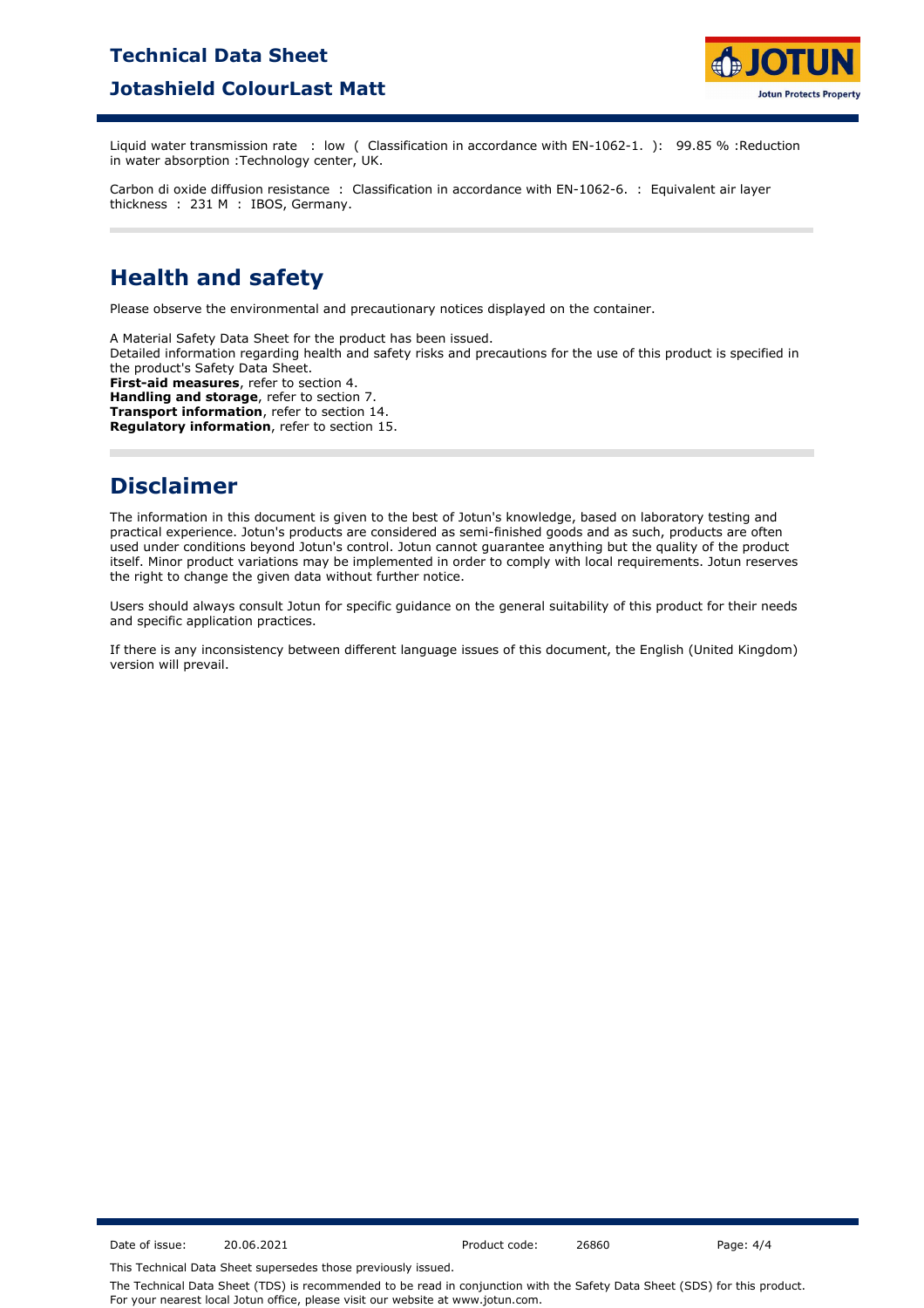Liquid water transmission rate : low ( Classification in accordance with EN-1062-1. ): 99.85 % :Reduction in water absorption :Technology center, UK.

Carbon di oxide diffusion resistance : Classification in accordance with EN-1062-6. : Equivalent air layer thickness : 231 M : IBOS, Germany.

## Health and safety

Please observe the environmental and precautionary notices displayed on the container.

A Material Safety Data Sheet for the product has been issued.
Detailed information regarding health and safety risks and precautions for the use of this product is specified in the product's Safety Data Sheet.
**First-aid measures**, refer to section 4.
**Handling and storage**, refer to section 7.
**Transport information**, refer to section 14.
**Regulatory information**, refer to section 15.

## Disclaimer

The information in this document is given to the best of Jotun's knowledge, based on laboratory testing and practical experience. Jotun's products are considered as semi-finished goods and as such, products are often used under conditions beyond Jotun's control. Jotun cannot guarantee anything but the quality of the product itself. Minor product variations may be implemented in order to comply with local requirements. Jotun reserves the right to change the given data without further notice.

Users should always consult Jotun for specific guidance on the general suitability of this product for their needs and specific application practices.

If there is any inconsistency between different language issues of this document, the English (United Kingdom) version will prevail.